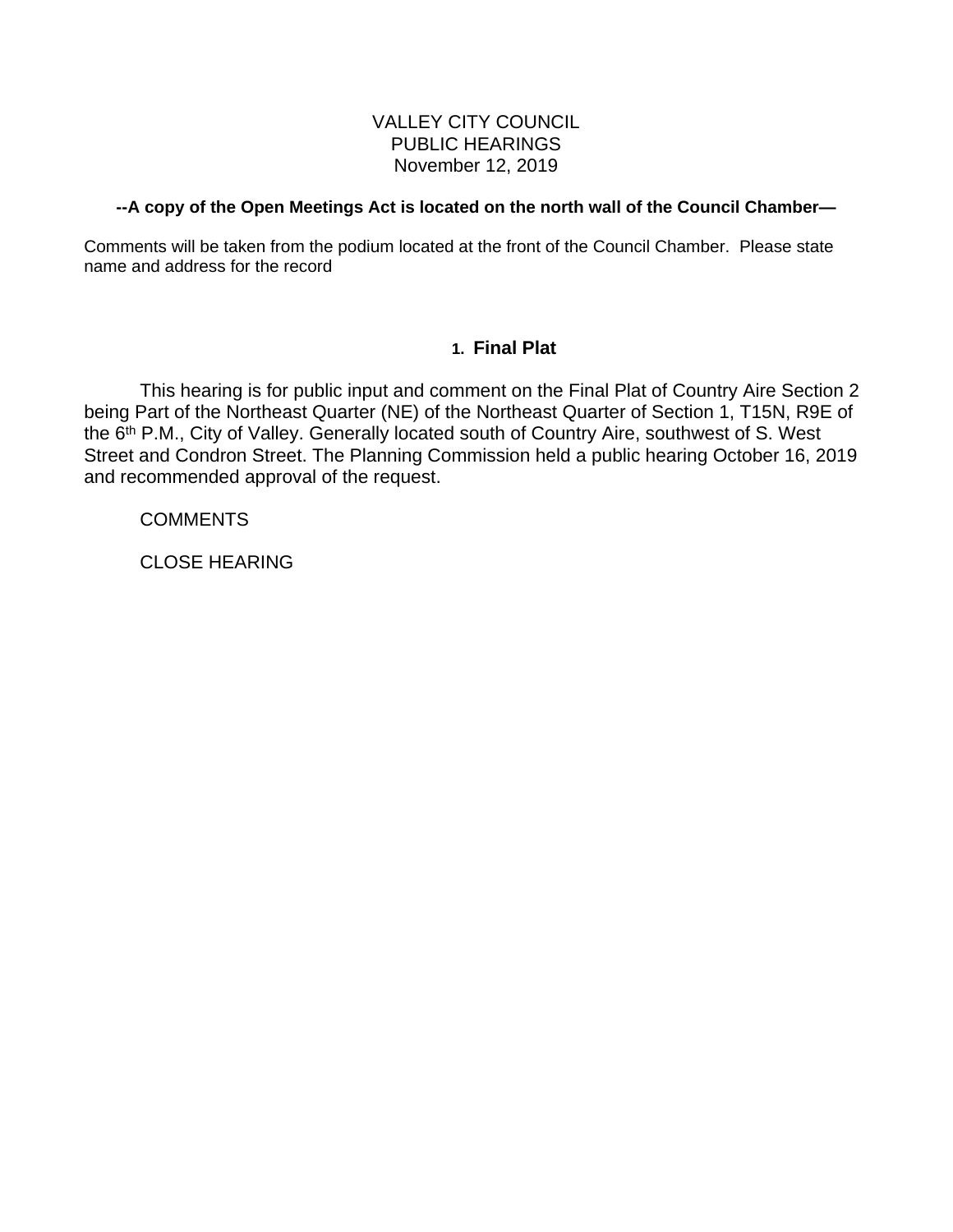# VALLEY CITY COUNCIL
# PUBLIC HEARINGS
# November 12, 2019

**--A copy of the Open Meetings Act is located on the north wall of the Council Chamber—**

Comments will be taken from the podium located at the front of the Council Chamber. Please state name and address for the record

## 1. Final Plat

This hearing is for public input and comment on the Final Plat of Country Aire Section 2 being Part of the Northeast Quarter (NE) of the Northeast Quarter of Section 1, T15N, R9E of the 6th P.M., City of Valley. Generally located south of Country Aire, southwest of S. West Street and Condron Street. The Planning Commission held a public hearing October 16, 2019 and recommended approval of the request.

COMMENTS

CLOSE HEARING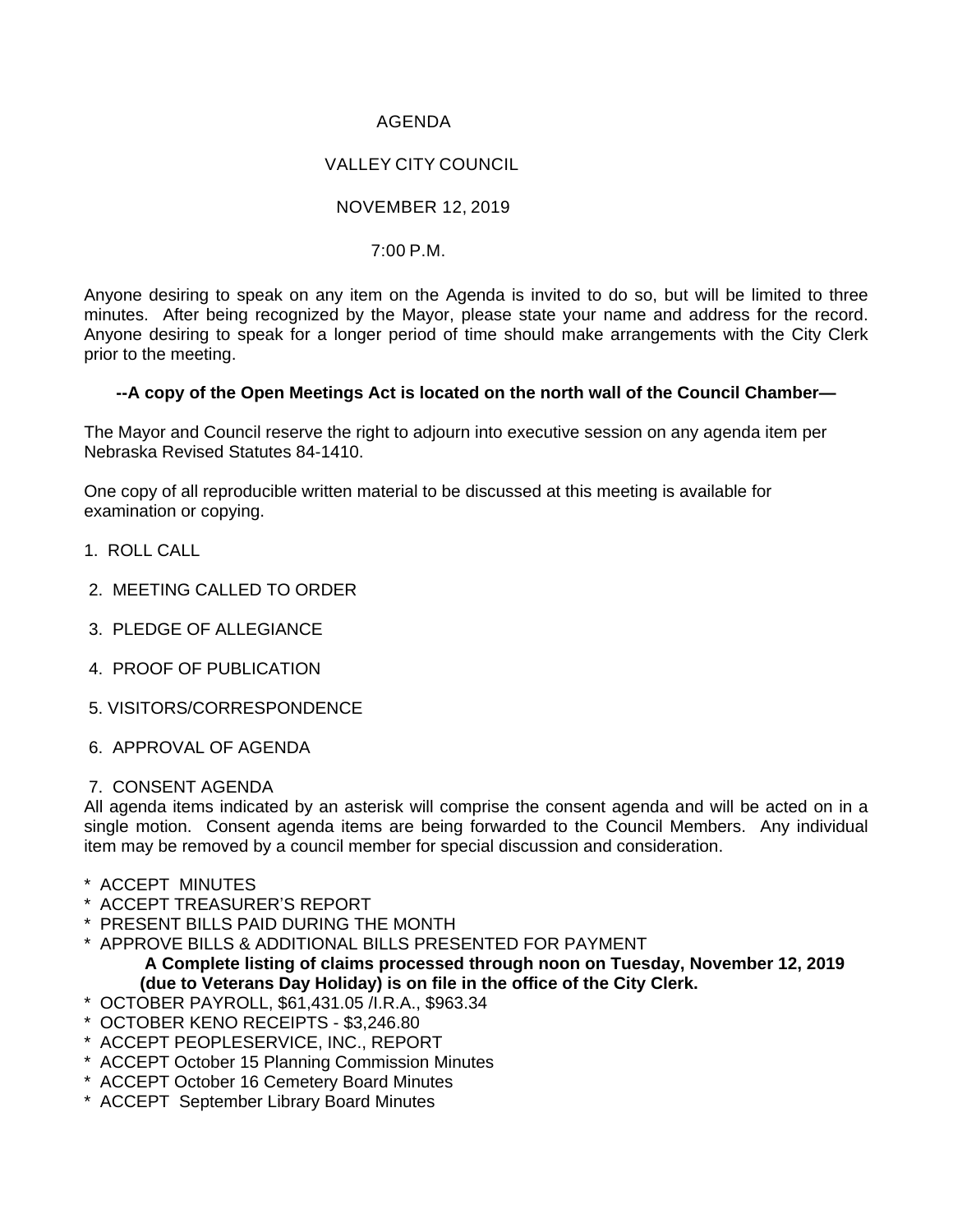# AGENDA

## VALLEY CITY COUNCIL

## NOVEMBER 12, 2019

## 7:00 P.M.

Anyone desiring to speak on any item on the Agenda is invited to do so, but will be limited to three minutes. After being recognized by the Mayor, please state your name and address for the record. Anyone desiring to speak for a longer period of time should make arrangements with the City Clerk prior to the meeting.

**--A copy of the Open Meetings Act is located on the north wall of the Council Chamber—**

The Mayor and Council reserve the right to adjourn into executive session on any agenda item per Nebraska Revised Statutes 84-1410.

One copy of all reproducible written material to be discussed at this meeting is available for examination or copying.

1. ROLL CALL

2. MEETING CALLED TO ORDER

3. PLEDGE OF ALLEGIANCE

4. PROOF OF PUBLICATION

5. VISITORS/CORRESPONDENCE

6. APPROVAL OF AGENDA

7. CONSENT AGENDA

All agenda items indicated by an asterisk will comprise the consent agenda and will be acted on in a single motion. Consent agenda items are being forwarded to the Council Members. Any individual item may be removed by a council member for special discussion and consideration.

\* ACCEPT MINUTES
\* ACCEPT TREASURER'S REPORT
\* PRESENT BILLS PAID DURING THE MONTH
\* APPROVE BILLS & ADDITIONAL BILLS PRESENTED FOR PAYMENT

**A Complete listing of claims processed through noon on Tuesday, November 12, 2019 (due to Veterans Day Holiday) is on file in the office of the City Clerk.**

\* OCTOBER PAYROLL, $61,431.05 /I.R.A., $963.34
\* OCTOBER KENO RECEIPTS - $3,246.80
\* ACCEPT PEOPLESERVICE, INC., REPORT
\* ACCEPT October 15 Planning Commission Minutes
\* ACCEPT October 16 Cemetery Board Minutes
\* ACCEPT September Library Board Minutes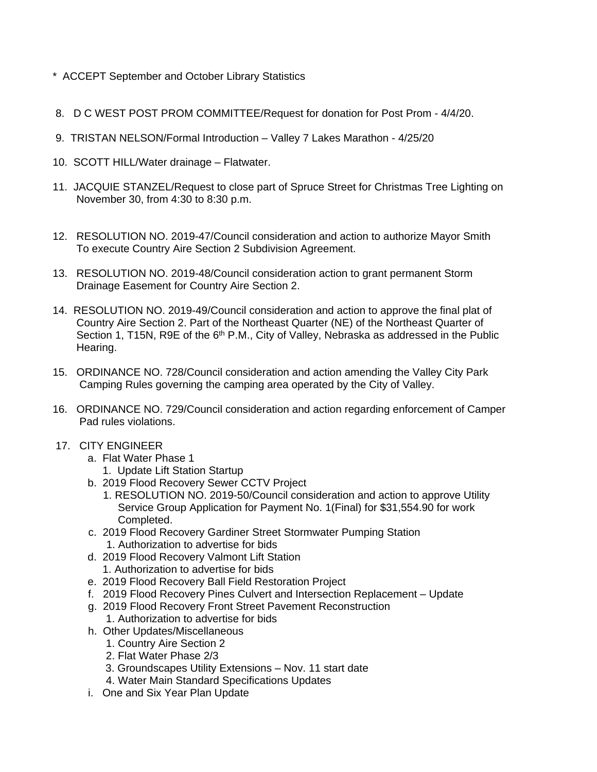* ACCEPT September and October Library Statistics

8. D C WEST POST PROM COMMITTEE/Request for donation for Post Prom - 4/4/20.

9. TRISTAN NELSON/Formal Introduction – Valley 7 Lakes Marathon - 4/25/20

10. SCOTT HILL/Water drainage – Flatwater.

11. JACQUIE STANZEL/Request to close part of Spruce Street for Christmas Tree Lighting on November 30, from 4:30 to 8:30 p.m.

12. RESOLUTION NO. 2019-47/Council consideration and action to authorize Mayor Smith To execute Country Aire Section 2 Subdivision Agreement.

13. RESOLUTION NO. 2019-48/Council consideration action to grant permanent Storm Drainage Easement for Country Aire Section 2.

14. RESOLUTION NO. 2019-49/Council consideration and action to approve the final plat of Country Aire Section 2. Part of the Northeast Quarter (NE) of the Northeast Quarter of Section 1, T15N, R9E of the 6th P.M., City of Valley, Nebraska as addressed in the Public Hearing.

15. ORDINANCE NO. 728/Council consideration and action amending the Valley City Park Camping Rules governing the camping area operated by the City of Valley.

16. ORDINANCE NO. 729/Council consideration and action regarding enforcement of Camper Pad rules violations.

17. CITY ENGINEER
    a. Flat Water Phase 1
        1. Update Lift Station Startup
    b. 2019 Flood Recovery Sewer CCTV Project
        1. RESOLUTION NO. 2019-50/Council consideration and action to approve Utility Service Group Application for Payment No. 1(Final) for $31,554.90 for work Completed.
    c. 2019 Flood Recovery Gardiner Street Stormwater Pumping Station
        1. Authorization to advertise for bids
    d. 2019 Flood Recovery Valmont Lift Station
        1. Authorization to advertise for bids
    e. 2019 Flood Recovery Ball Field Restoration Project
    f. 2019 Flood Recovery Pines Culvert and Intersection Replacement – Update
    g. 2019 Flood Recovery Front Street Pavement Reconstruction
        1. Authorization to advertise for bids
    h. Other Updates/Miscellaneous
        1. Country Aire Section 2
        2. Flat Water Phase 2/3
        3. Groundscapes Utility Extensions – Nov. 11 start date
        4. Water Main Standard Specifications Updates
    i. One and Six Year Plan Update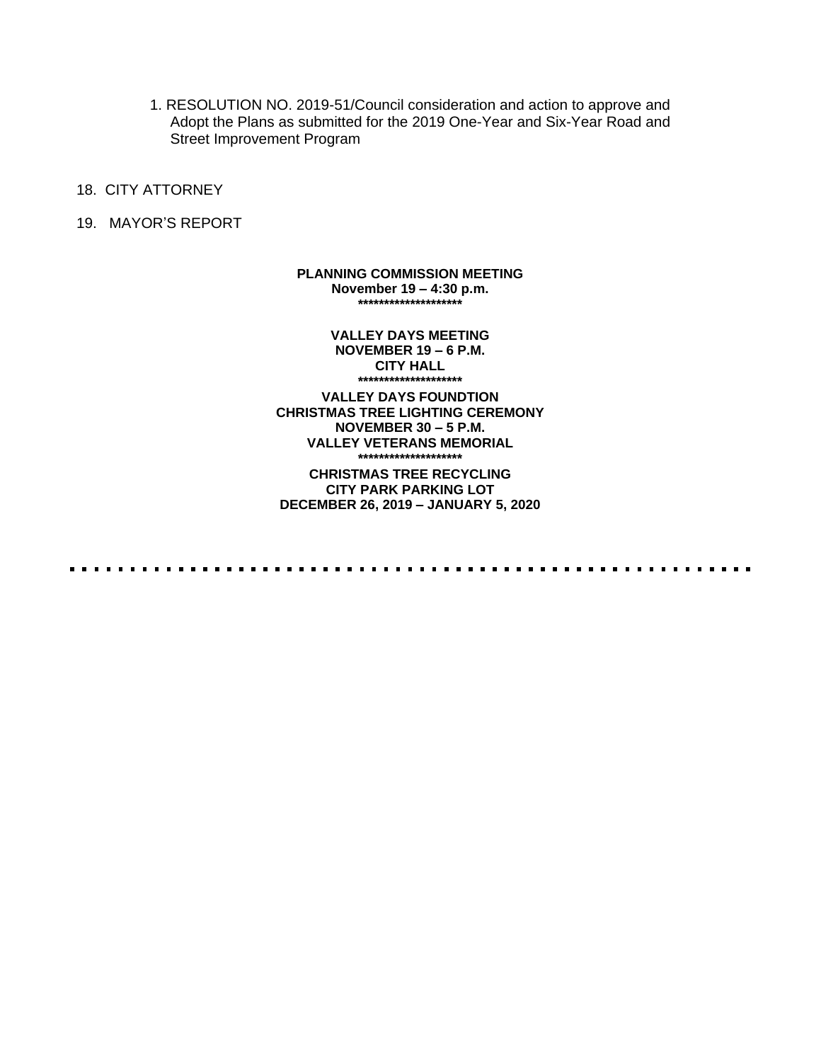1. RESOLUTION NO. 2019-51/Council consideration and action to approve and Adopt the Plans as submitted for the 2019 One-Year and Six-Year Road and Street Improvement Program

18. CITY ATTORNEY

19. MAYOR'S REPORT

**PLANNING COMMISSION MEETING**
**November 19 – 4:30 p.m.**
**********************

**VALLEY DAYS MEETING**
**NOVEMBER 19 – 6 P.M.**
**CITY HALL**
**********************

**VALLEY DAYS FOUNDTION**
**CHRISTMAS TREE LIGHTING CEREMONY**
**NOVEMBER 30 – 5 P.M.**
**VALLEY VETERANS MEMORIAL**
**********************

**CHRISTMAS TREE RECYCLING**
**CITY PARK PARKING LOT**
**DECEMBER 26, 2019 – JANUARY 5, 2020**